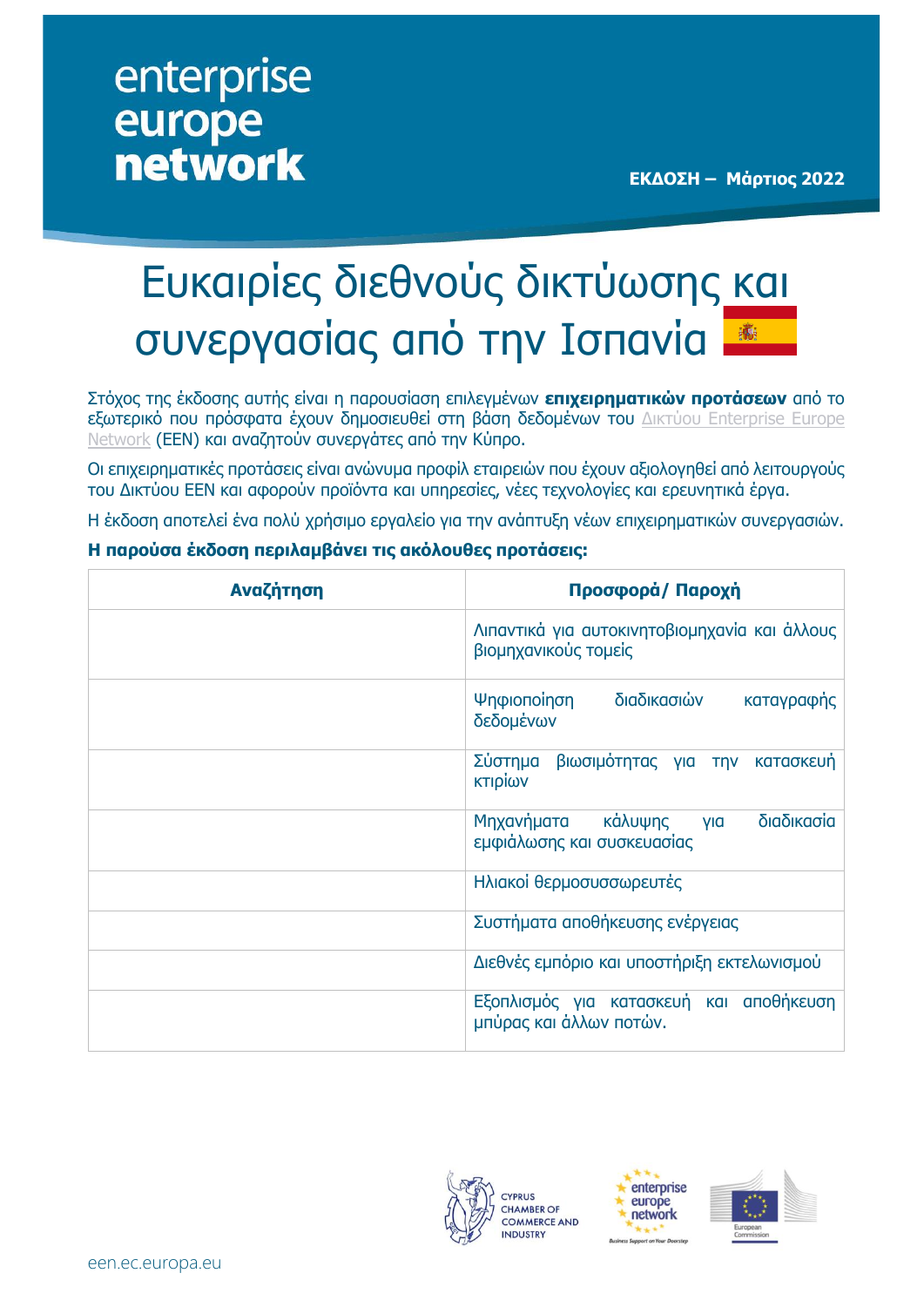enterprise europe network

**ΕΚΔΟΣΗ – Μάρτιος 2022**

# Ευκαιρίες διεθνούς δικτύωσης και συνεργασίας από την Ισπανία

Στόχος της έκδοσης αυτής είναι η παρουσίαση επιλεγμένων **επιχειρηματικών προτάσεων** από το εξωτερικό που πρόσφατα έχουν δημοσιευθεί στη βάση δεδομένων του Δικτύου Enterprise Europe Network (EEN) και αναζητούν συνεργάτες από την Κύπρο.

Οι επιχειρηματικές προτάσεις είναι ανώνυμα προφίλ εταιρειών που έχουν αξιολογηθεί από λειτουργούς του Δικτύου EEN και αφορούν προϊόντα και υπηρεσίες, νέες τεχνολογίες και ερευνητικά έργα.

Η έκδοση αποτελεί ένα πολύ χρήσιμο εργαλείο για την ανάπτυξη νέων επιχειρηματικών συνεργασιών.

**Η παρούσα έκδοση περιλαμβάνει τις ακόλουθες προτάσεις:**

| Αναζήτηση | Προσφορά/ Παροχή |
|---|---|
| | Λιπαντικά για αυτοκινητοβιομηχανία και άλλους βιομηχανικούς τομείς |
| | Ψηφιοποίηση διαδικασιών καταγραφής δεδομένων |
| | Σύστημα βιωσιμότητας για την κατασκευή κτιρίων |
| | Μηχανήματα κάλυψης για διαδικασία εμφιάλωσης και συσκευασίας |
| | Ηλιακοί θερμοσυσσωρευτές |
| | Συστήματα αποθήκευσης ενέργειας |
| | Διεθνές εμπόριο και υποστήριξη εκτελωνισμού |
| | Εξοπλισμός για κατασκευή και αποθήκευση μπύρας και άλλων ποτών. |

CYPRUS CHAMBER OF COMMERCE AND INDUSTRY

enterprise europe network – Business Support on Your Doorstep

European Commission

een.ec.europa.eu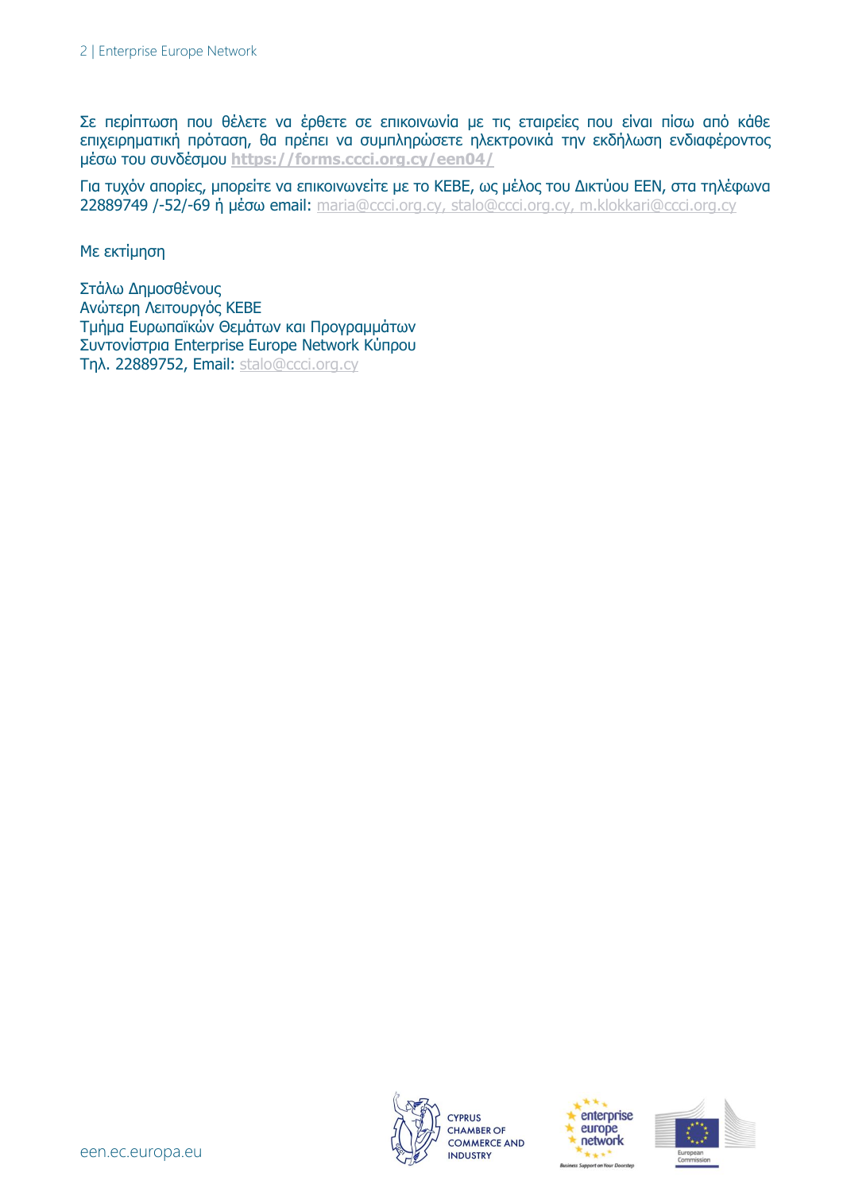Σε περίπτωση που θέλετε να έρθετε σε επικοινωνία με τις εταιρείες που είναι πίσω από κάθε επιχειρηματική πρόταση, θα πρέπει να συμπληρώσετε ηλεκτρονικά την εκδήλωση ενδιαφέροντος μέσω του συνδέσμου **https://forms.ccci.org.cy/een04/**

Για τυχόν απορίες, μπορείτε να επικοινωνείτε με το ΚΕΒΕ, ως μέλος του Δικτύου ΕΕΝ, στα τηλέφωνα 22889749 /-52/-69 ή μέσω email: maria@ccci.org.cy, stalo@ccci.org.cy, m.klokkari@ccci.org.cy

Με εκτίμηση

Στάλω Δημοσθένους
Ανώτερη Λειτουργός ΚΕΒΕ
Τμήμα Ευρωπαϊκών Θεμάτων και Προγραμμάτων
Συντονίστρια Enterprise Europe Network Κύπρου
Τηλ. 22889752, Email: stalo@ccci.org.cy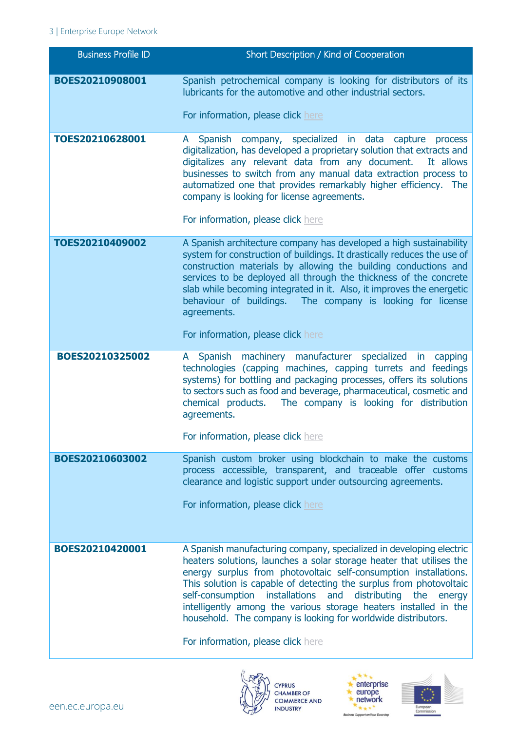| Business Profile ID | Short Description / Kind of Cooperation |
|---|---|
| **BOES20210908001** | Spanish petrochemical company is looking for distributors of its lubricants for the automotive and other industrial sectors.<br><br>For information, please click here |
| **TOES20210628001** | A Spanish company, specialized in data capture process digitalization, has developed a proprietary solution that extracts and digitalizes any relevant data from any document. It allows businesses to switch from any manual data extraction process to automatized one that provides remarkably higher efficiency. The company is looking for license agreements.<br><br>For information, please click here |
| **TOES20210409002** | A Spanish architecture company has developed a high sustainability system for construction of buildings. It drastically reduces the use of construction materials by allowing the building conductions and services to be deployed all through the thickness of the concrete slab while becoming integrated in it. Also, it improves the energetic behaviour of buildings. The company is looking for license agreements.<br><br>For information, please click here |
| **BOES20210325002** | A Spanish machinery manufacturer specialized in capping technologies (capping machines, capping turrets and feedings systems) for bottling and packaging processes, offers its solutions to sectors such as food and beverage, pharmaceutical, cosmetic and chemical products. The company is looking for distribution agreements.<br><br>For information, please click here |
| **BOES20210603002** | Spanish custom broker using blockchain to make the customs process accessible, transparent, and traceable offer customs clearance and logistic support under outsourcing agreements.<br><br>For information, please click here |
| **BOES20210420001** | A Spanish manufacturing company, specialized in developing electric heaters solutions, launches a solar storage heater that utilises the energy surplus from photovoltaic self-consumption installations. This solution is capable of detecting the surplus from photovoltaic self-consumption installations and distributing the energy intelligently among the various storage heaters installed in the household. The company is looking for worldwide distributors.<br><br>For information, please click here |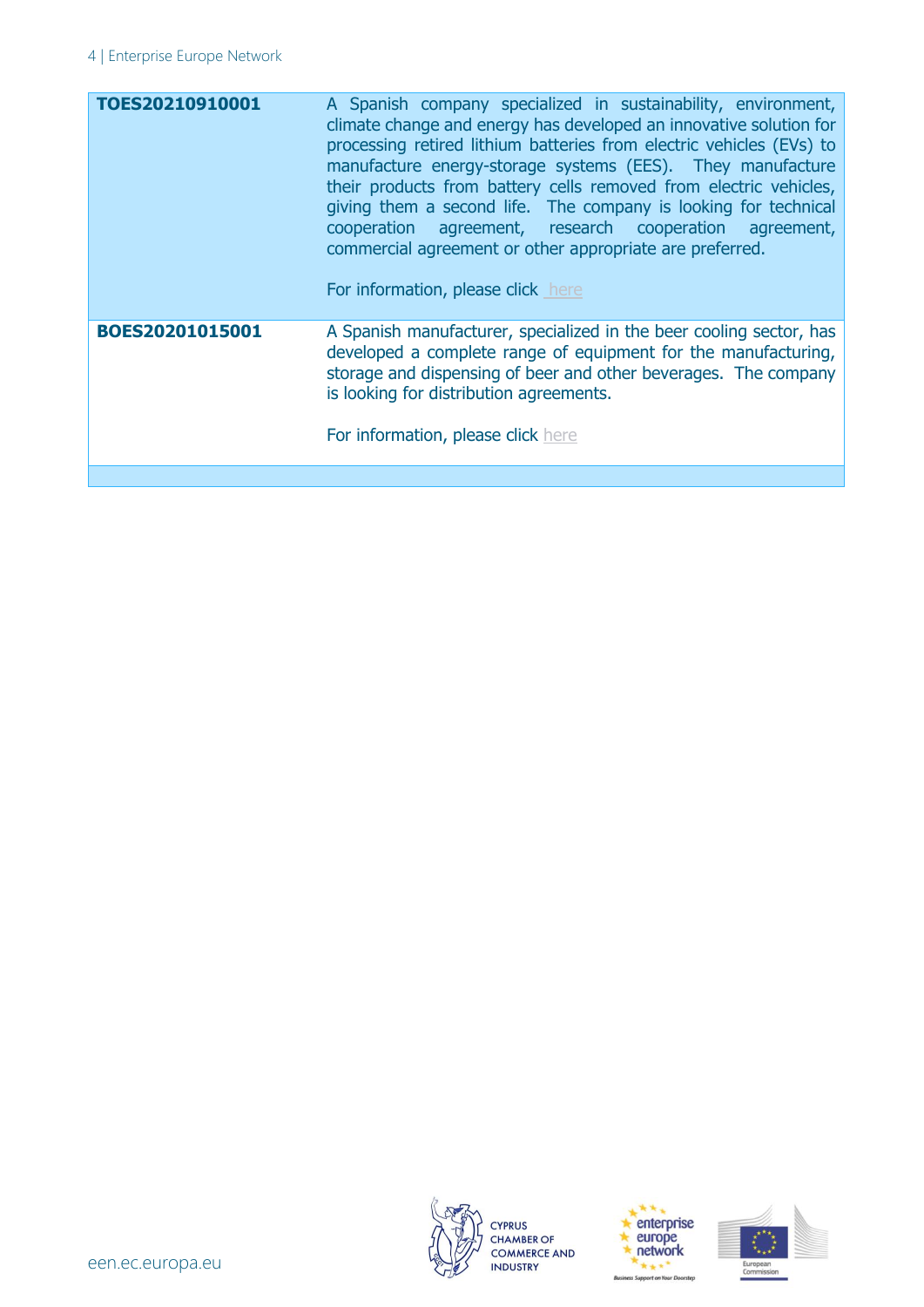| | |
|---|---|
| **TOES20210910001** | A Spanish company specialized in sustainability, environment, climate change and energy has developed an innovative solution for processing retired lithium batteries from electric vehicles (EVs) to manufacture energy-storage systems (EES). They manufacture their products from battery cells removed from electric vehicles, giving them a second life. The company is looking for technical cooperation agreement, research cooperation agreement, commercial agreement or other appropriate are preferred.<br><br>For information, please click here |
| **BOES20201015001** | A Spanish manufacturer, specialized in the beer cooling sector, has developed a complete range of equipment for the manufacturing, storage and dispensing of beer and other beverages. The company is looking for distribution agreements.<br><br>For information, please click here |
| | |